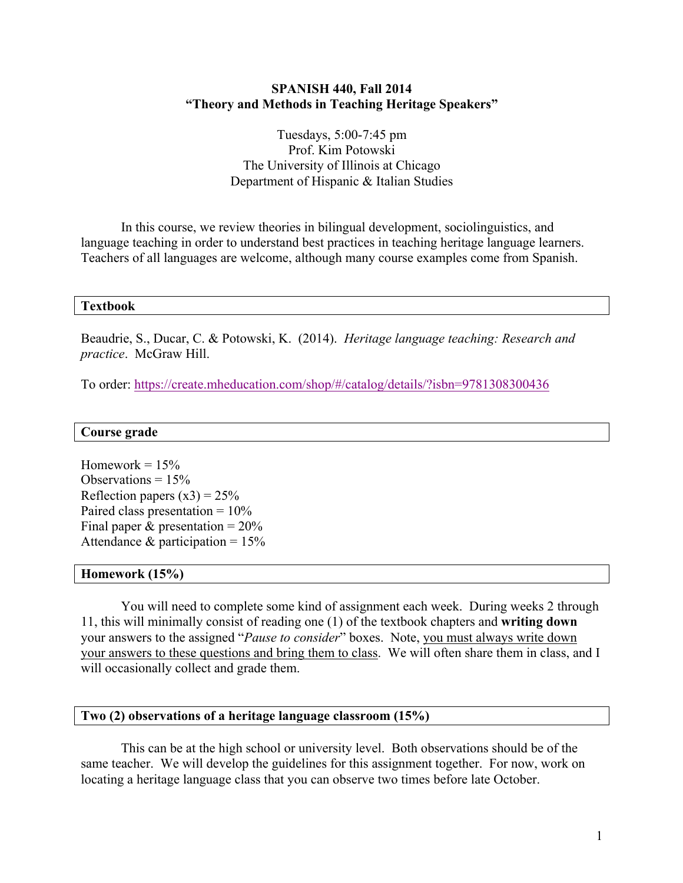# SPANISH 440, Fall 2014
## "Theory and Methods in Teaching Heritage Speakers"

Tuesdays, 5:00-7:45 pm
Prof. Kim Potowski
The University of Illinois at Chicago
Department of Hispanic & Italian Studies

In this course, we review theories in bilingual development, sociolinguistics, and language teaching in order to understand best practices in teaching heritage language learners. Teachers of all languages are welcome, although many course examples come from Spanish.

## Textbook

Beaudrie, S., Ducar, C. & Potowski, K. (2014). *Heritage language teaching: Research and practice*. McGraw Hill.

To order: https://create.mheducation.com/shop/#/catalog/details/?isbn=9781308300436

## Course grade

Homework = 15%
Observations = 15%
Reflection papers (x3) = 25%
Paired class presentation = 10%
Final paper & presentation = 20%
Attendance & participation = 15%

## Homework (15%)

You will need to complete some kind of assignment each week. During weeks 2 through 11, this will minimally consist of reading one (1) of the textbook chapters and **writing down** your answers to the assigned "*Pause to consider*" boxes. Note, you must always write down your answers to these questions and bring them to class. We will often share them in class, and I will occasionally collect and grade them.

## Two (2) observations of a heritage language classroom (15%)

This can be at the high school or university level. Both observations should be of the same teacher. We will develop the guidelines for this assignment together. For now, work on locating a heritage language class that you can observe two times before late October.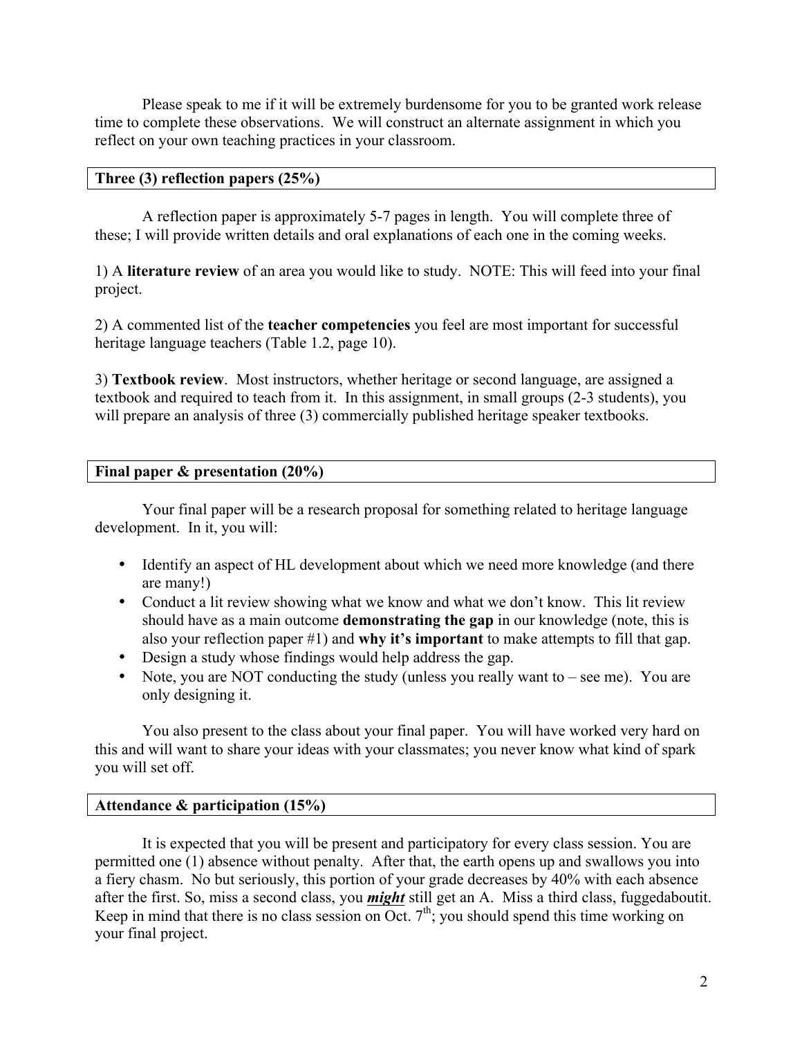Please speak to me if it will be extremely burdensome for you to be granted work release time to complete these observations. We will construct an alternate assignment in which you reflect on your own teaching practices in your classroom.

## Three (3) reflection papers (25%)

A reflection paper is approximately 5-7 pages in length. You will complete three of these; I will provide written details and oral explanations of each one in the coming weeks.

1) A **literature review** of an area you would like to study. NOTE: This will feed into your final project.

2) A commented list of the **teacher competencies** you feel are most important for successful heritage language teachers (Table 1.2, page 10).

3) **Textbook review**. Most instructors, whether heritage or second language, are assigned a textbook and required to teach from it. In this assignment, in small groups (2-3 students), you will prepare an analysis of three (3) commercially published heritage speaker textbooks.

## Final paper & presentation (20%)

Your final paper will be a research proposal for something related to heritage language development. In it, you will:

- Identify an aspect of HL development about which we need more knowledge (and there are many!)
- Conduct a lit review showing what we know and what we don't know. This lit review should have as a main outcome **demonstrating the gap** in our knowledge (note, this is also your reflection paper #1) and **why it's important** to make attempts to fill that gap.
- Design a study whose findings would help address the gap.
- Note, you are NOT conducting the study (unless you really want to – see me). You are only designing it.

You also present to the class about your final paper. You will have worked very hard on this and will want to share your ideas with your classmates; you never know what kind of spark you will set off.

## Attendance & participation (15%)

It is expected that you will be present and participatory for every class session. You are permitted one (1) absence without penalty. After that, the earth opens up and swallows you into a fiery chasm. No but seriously, this portion of your grade decreases by 40% with each absence after the first. So, miss a second class, you ***might*** still get an A. Miss a third class, fuggedaboutit. Keep in mind that there is no class session on Oct. 7th; you should spend this time working on your final project.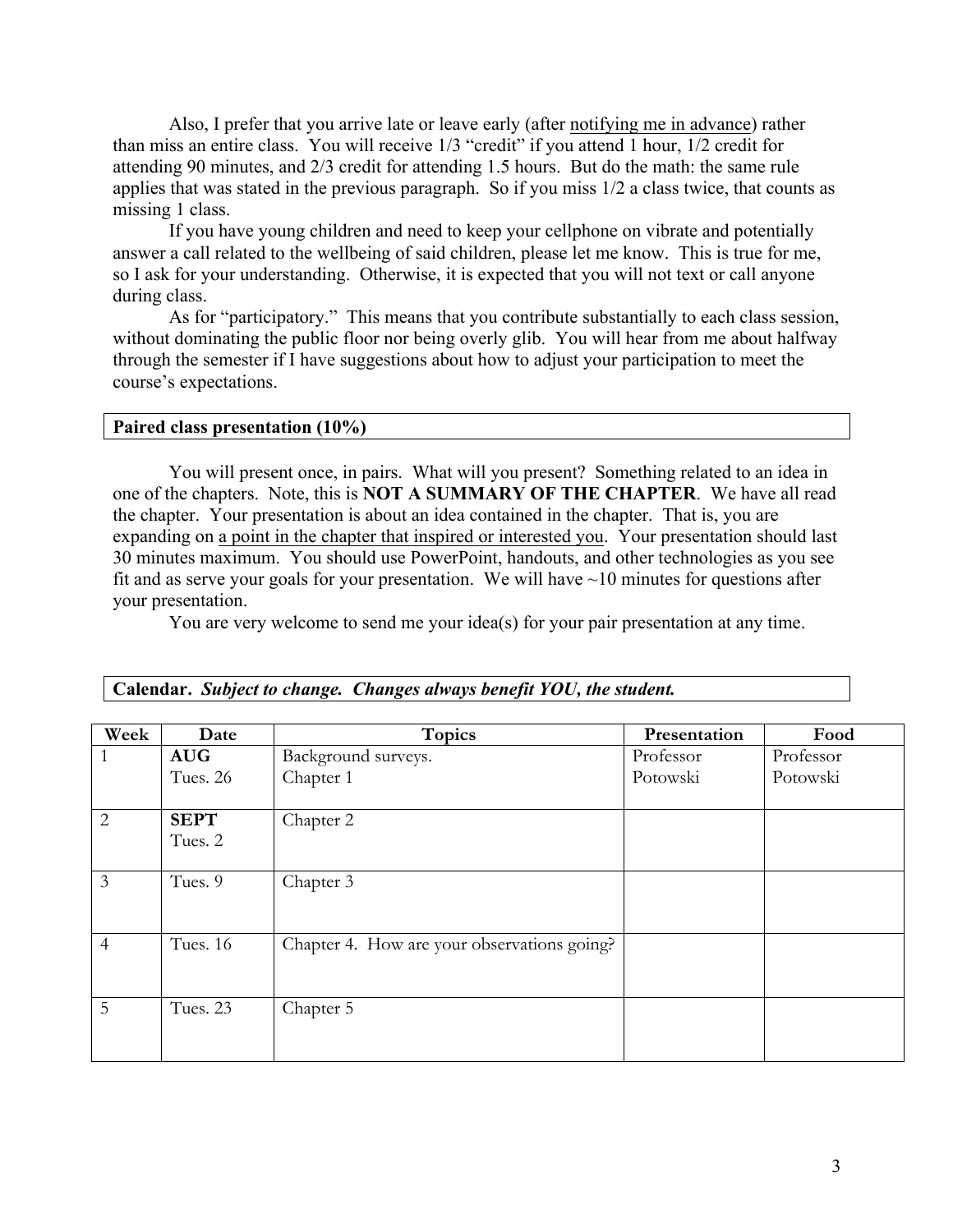Also, I prefer that you arrive late or leave early (after notifying me in advance) rather than miss an entire class. You will receive 1/3 "credit" if you attend 1 hour, 1/2 credit for attending 90 minutes, and 2/3 credit for attending 1.5 hours. But do the math: the same rule applies that was stated in the previous paragraph. So if you miss 1/2 a class twice, that counts as missing 1 class.

If you have young children and need to keep your cellphone on vibrate and potentially answer a call related to the wellbeing of said children, please let me know. This is true for me, so I ask for your understanding. Otherwise, it is expected that you will not text or call anyone during class.

As for "participatory." This means that you contribute substantially to each class session, without dominating the public floor nor being overly glib. You will hear from me about halfway through the semester if I have suggestions about how to adjust your participation to meet the course's expectations.

**Paired class presentation (10%)**

You will present once, in pairs. What will you present? Something related to an idea in one of the chapters. Note, this is **NOT A SUMMARY OF THE CHAPTER**. We have all read the chapter. Your presentation is about an idea contained in the chapter. That is, you are expanding on a point in the chapter that inspired or interested you. Your presentation should last 30 minutes maximum. You should use PowerPoint, handouts, and other technologies as you see fit and as serve your goals for your presentation. We will have ~10 minutes for questions after your presentation.

You are very welcome to send me your idea(s) for your pair presentation at any time.

**Calendar.** ***Subject to change. Changes always benefit YOU, the student.***

| Week | Date | Topics | Presentation | Food |
|---|---|---|---|---|
| 1 | **AUG** Tues. 26 | Background surveys. Chapter 1 | Professor Potowski | Professor Potowski |
| 2 | **SEPT** Tues. 2 | Chapter 2 | | |
| 3 | Tues. 9 | Chapter 3 | | |
| 4 | Tues. 16 | Chapter 4. How are your observations going? | | |
| 5 | Tues. 23 | Chapter 5 | | |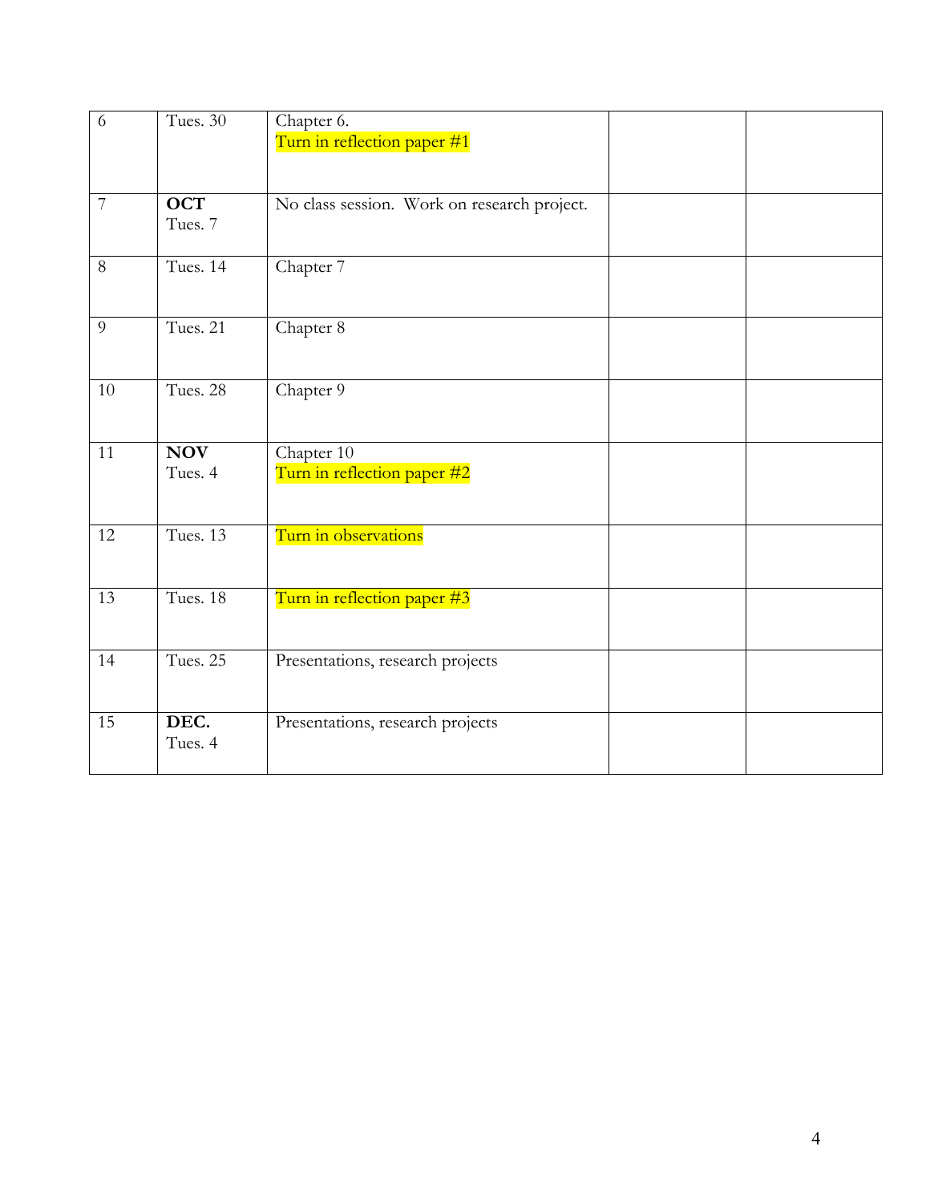| | | | | |
|---|---|---|---|---|
| 6 | Tues. 30 | Chapter 6.<br>Turn in reflection paper #1 | | |
| 7 | **OCT**<br>Tues. 7 | No class session. Work on research project. | | |
| 8 | Tues. 14 | Chapter 7 | | |
| 9 | Tues. 21 | Chapter 8 | | |
| 10 | Tues. 28 | Chapter 9 | | |
| 11 | **NOV**<br>Tues. 4 | Chapter 10<br>Turn in reflection paper #2 | | |
| 12 | Tues. 13 | Turn in observations | | |
| 13 | Tues. 18 | Turn in reflection paper #3 | | |
| 14 | Tues. 25 | Presentations, research projects | | |
| 15 | **DEC.**<br>Tues. 4 | Presentations, research projects | | |